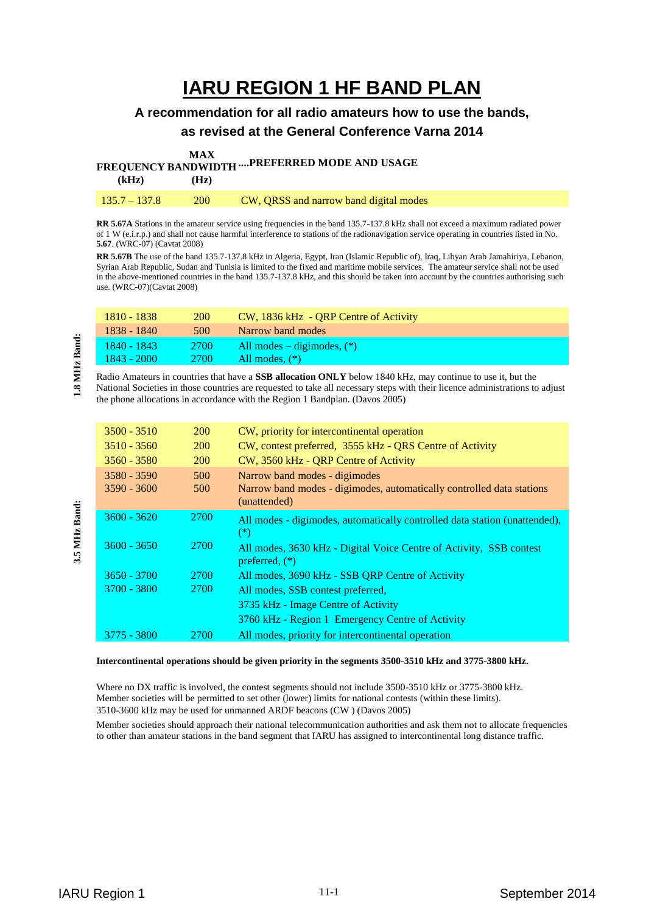# IARU REGION 1 HF BAND PLAN

### A recommendation for all radio amateurs how to use the bands, as revised at the General Conference Varna 2014

| FREQUENCY (kHz) | MAX BANDWIDTH (Hz) | ....PREFERRED MODE AND USAGE |
|---|---|---|
| 135.7 – 137.8 | 200 | CW, QRSS and narrow band digital modes |

**RR 5.67A** Stations in the amateur service using frequencies in the band 135.7-137.8 kHz shall not exceed a maximum radiated power of 1 W (e.i.r.p.) and shall not cause harmful interference to stations of the radionavigation service operating in countries listed in No. **5.67**. (WRC-07) (Cavtat 2008)

**RR 5.67B** The use of the band 135.7-137.8 kHz in Algeria, Egypt, Iran (Islamic Republic of), Iraq, Libyan Arab Jamahiriya, Lebanon, Syrian Arab Republic, Sudan and Tunisia is limited to the fixed and maritime mobile services. The amateur service shall not be used in the above-mentioned countries in the band 135.7-137.8 kHz, and this should be taken into account by the countries authorising such use. (WRC-07)(Cavtat 2008)

**1.8 MHz Band:**

| FREQUENCY (kHz) | MAX BANDWIDTH (Hz) | PREFERRED MODE AND USAGE |
|---|---|---|
| 1810 - 1838 | 200 | CW, 1836 kHz - QRP Centre of Activity |
| 1838 - 1840 | 500 | Narrow band modes |
| 1840 - 1843 | 2700 | All modes – digimodes, (*) |
| 1843 - 2000 | 2700 | All modes, (*) |

Radio Amateurs in countries that have a **SSB allocation ONLY** below 1840 kHz, may continue to use it, but the National Societies in those countries are requested to take all necessary steps with their licence administrations to adjust the phone allocations in accordance with the Region 1 Bandplan. (Davos 2005)

**3.5 MHz Band:**

| FREQUENCY (kHz) | MAX BANDWIDTH (Hz) | PREFERRED MODE AND USAGE |
|---|---|---|
| 3500 - 3510 | 200 | CW, priority for intercontinental operation |
| 3510 - 3560 | 200 | CW, contest preferred, 3555 kHz - QRS Centre of Activity |
| 3560 - 3580 | 200 | CW, 3560 kHz - QRP Centre of Activity |
| 3580 - 3590 | 500 | Narrow band modes - digimodes |
| 3590 - 3600 | 500 | Narrow band modes - digimodes, automatically controlled data stations (unattended) |
| 3600 - 3620 | 2700 | All modes - digimodes, automatically controlled data station (unattended), (*) |
| 3600 - 3650 | 2700 | All modes, 3630 kHz - Digital Voice Centre of Activity, SSB contest preferred, (*) |
| 3650 - 3700 | 2700 | All modes, 3690 kHz - SSB QRP Centre of Activity |
| 3700 - 3800 | 2700 | All modes, SSB contest preferred, 3735 kHz - Image Centre of Activity, 3760 kHz - Region 1 Emergency Centre of Activity |
| 3775 - 3800 | 2700 | All modes, priority for intercontinental operation |

**Intercontinental operations should be given priority in the segments 3500-3510 kHz and 3775-3800 kHz.**

Where no DX traffic is involved, the contest segments should not include 3500-3510 kHz or 3775-3800 kHz.
Member societies will be permitted to set other (lower) limits for national contests (within these limits).
3510-3600 kHz may be used for unmanned ARDF beacons (CW ) (Davos 2005)

Member societies should approach their national telecommunication authorities and ask them not to allocate frequencies to other than amateur stations in the band segment that IARU has assigned to intercontinental long distance traffic.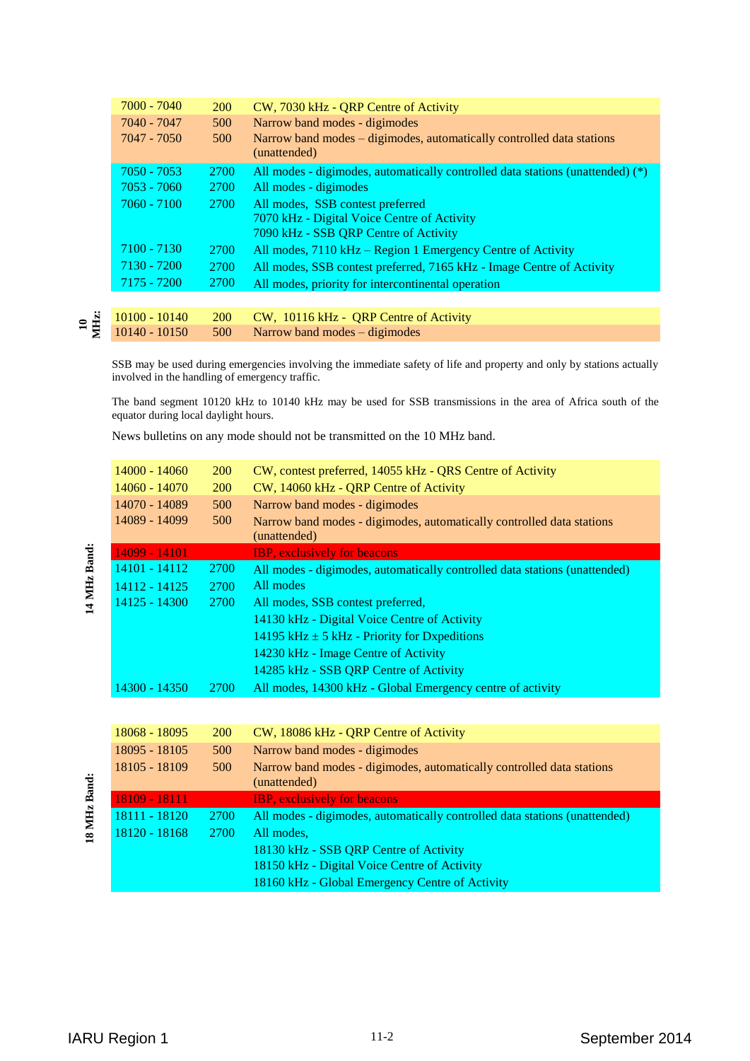| | | |
|---|---|---|
| 7000 - 7040 | 200 | CW, 7030 kHz - QRP Centre of Activity |
| 7040 - 7047 | 500 | Narrow band modes - digimodes |
| 7047 - 7050 | 500 | Narrow band modes – digimodes, automatically controlled data stations (unattended) |
| 7050 - 7053 | 2700 | All modes - digimodes, automatically controlled data stations (unattended) (*) |
| 7053 - 7060 | 2700 | All modes - digimodes |
| 7060 - 7100 | 2700 | All modes, SSB contest preferred<br>7070 kHz - Digital Voice Centre of Activity<br>7090 kHz - SSB QRP Centre of Activity |
| 7100 - 7130 | 2700 | All modes, 7110 kHz – Region 1 Emergency Centre of Activity |
| 7130 - 7200 | 2700 | All modes, SSB contest preferred, 7165 kHz - Image Centre of Activity |
| 7175 - 7200 | 2700 | All modes, priority for intercontinental operation |

**10 MHz:**

| | | |
|---|---|---|
| 10100 - 10140 | 200 | CW, 10116 kHz - QRP Centre of Activity |
| 10140 - 10150 | 500 | Narrow band modes – digimodes |

SSB may be used during emergencies involving the immediate safety of life and property and only by stations actually involved in the handling of emergency traffic.

The band segment 10120 kHz to 10140 kHz may be used for SSB transmissions in the area of Africa south of the equator during local daylight hours.

News bulletins on any mode should not be transmitted on the 10 MHz band.

**14 MHz Band:**

| | | |
|---|---|---|
| 14000 - 14060 | 200 | CW, contest preferred, 14055 kHz - QRS Centre of Activity |
| 14060 - 14070 | 200 | CW, 14060 kHz - QRP Centre of Activity |
| 14070 - 14089 | 500 | Narrow band modes - digimodes |
| 14089 - 14099 | 500 | Narrow band modes - digimodes, automatically controlled data stations (unattended) |
| 14099 - 14101 | | IBP, exclusively for beacons |
| 14101 - 14112 | 2700 | All modes - digimodes, automatically controlled data stations (unattended) |
| 14112 - 14125 | 2700 | All modes |
| 14125 - 14300 | 2700 | All modes, SSB contest preferred,<br>14130 kHz - Digital Voice Centre of Activity<br>14195 kHz ± 5 kHz - Priority for Dxpeditions<br>14230 kHz - Image Centre of Activity<br>14285 kHz - SSB QRP Centre of Activity |
| 14300 - 14350 | 2700 | All modes, 14300 kHz - Global Emergency centre of activity |

**18 MHz Band:**

| | | |
|---|---|---|
| 18068 - 18095 | 200 | CW, 18086 kHz - QRP Centre of Activity |
| 18095 - 18105 | 500 | Narrow band modes - digimodes |
| 18105 - 18109 | 500 | Narrow band modes - digimodes, automatically controlled data stations (unattended) |
| 18109 - 18111 | | IBP, exclusively for beacons |
| 18111 - 18120 | 2700 | All modes - digimodes, automatically controlled data stations (unattended) |
| 18120 - 18168 | 2700 | All modes,<br>18130 kHz - SSB QRP Centre of Activity<br>18150 kHz - Digital Voice Centre of Activity<br>18160 kHz - Global Emergency Centre of Activity |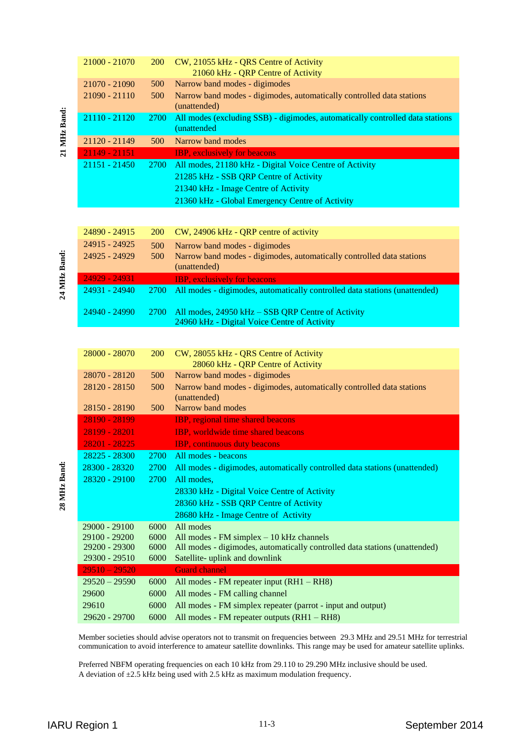**21 MHz Band:**

| Frequency (kHz) | Max. bandwidth (Hz) | Usage |
|---|---|---|
| 21000 - 21070 | 200 | CW, 21055 kHz - QRS Centre of Activity<br>21060 kHz - QRP Centre of Activity |
| 21070 - 21090 | 500 | Narrow band modes - digimodes |
| 21090 - 21110 | 500 | Narrow band modes - digimodes, automatically controlled data stations (unattended) |
| 21110 - 21120 | 2700 | All modes (excluding SSB) - digimodes, automatically controlled data stations (unattended |
| 21120 - 21149 | 500 | Narrow band modes |
| 21149 - 21151 | | IBP, exclusively for beacons |
| 21151 - 21450 | 2700 | All modes, 21180 kHz - Digital Voice Centre of Activity<br>21285 kHz - SSB QRP Centre of Activity<br>21340 kHz - Image Centre of Activity<br>21360 kHz - Global Emergency Centre of Activity |

**24 MHz Band:**

| Frequency (kHz) | Max. bandwidth (Hz) | Usage |
|---|---|---|
| 24890 - 24915 | 200 | CW, 24906 kHz - QRP centre of activity |
| 24915 - 24925 | 500 | Narrow band modes - digimodes |
| 24925 - 24929 | 500 | Narrow band modes - digimodes, automatically controlled data stations (unattended) |
| 24929 - 24931 | | IBP, exclusively for beacons |
| 24931 - 24940 | 2700 | All modes - digimodes, automatically controlled data stations (unattended) |
| 24940 - 24990 | 2700 | All modes, 24950 kHz – SSB QRP Centre of Activity<br>24960 kHz - Digital Voice Centre of Activity |

**28 MHz Band:**

| Frequency (kHz) | Max. bandwidth (Hz) | Usage |
|---|---|---|
| 28000 - 28070 | 200 | CW, 28055 kHz - QRS Centre of Activity<br>28060 kHz - QRP Centre of Activity |
| 28070 - 28120 | 500 | Narrow band modes - digimodes |
| 28120 - 28150 | 500 | Narrow band modes - digimodes, automatically controlled data stations (unattended) |
| 28150 - 28190 | 500 | Narrow band modes |
| 28190 - 28199 | | IBP, regional time shared beacons |
| 28199 - 28201 | | IBP, worldwide time shared beacons |
| 28201 - 28225 | | IBP, continuous duty beacons |
| 28225 - 28300 | 2700 | All modes - beacons |
| 28300 - 28320 | 2700 | All modes - digimodes, automatically controlled data stations (unattended) |
| 28320 - 29100 | 2700 | All modes,<br>28330 kHz - Digital Voice Centre of Activity<br>28360 kHz - SSB QRP Centre of Activity<br>28680 kHz - Image Centre of Activity |
| 29000 - 29100 | 6000 | All modes |
| 29100 - 29200 | 6000 | All modes - FM simplex – 10 kHz channels |
| 29200 - 29300 | 6000 | All modes - digimodes, automatically controlled data stations (unattended) |
| 29300 - 29510 | 6000 | Satellite- uplink and downlink |
| 29510 – 29520 | | Guard channel |
| 29520 – 29590 | 6000 | All modes - FM repeater input (RH1 – RH8) |
| 29600 | 6000 | All modes - FM calling channel |
| 29610 | 6000 | All modes - FM simplex repeater (parrot - input and output) |
| 29620 - 29700 | 6000 | All modes - FM repeater outputs (RH1 – RH8) |

Member societies should advise operators not to transmit on frequencies between 29.3 MHz and 29.51 MHz for terrestrial communication to avoid interference to amateur satellite downlinks. This range may be used for amateur satellite uplinks.

Preferred NBFM operating frequencies on each 10 kHz from 29.110 to 29.290 MHz inclusive should be used.
A deviation of ±2.5 kHz being used with 2.5 kHz as maximum modulation frequency.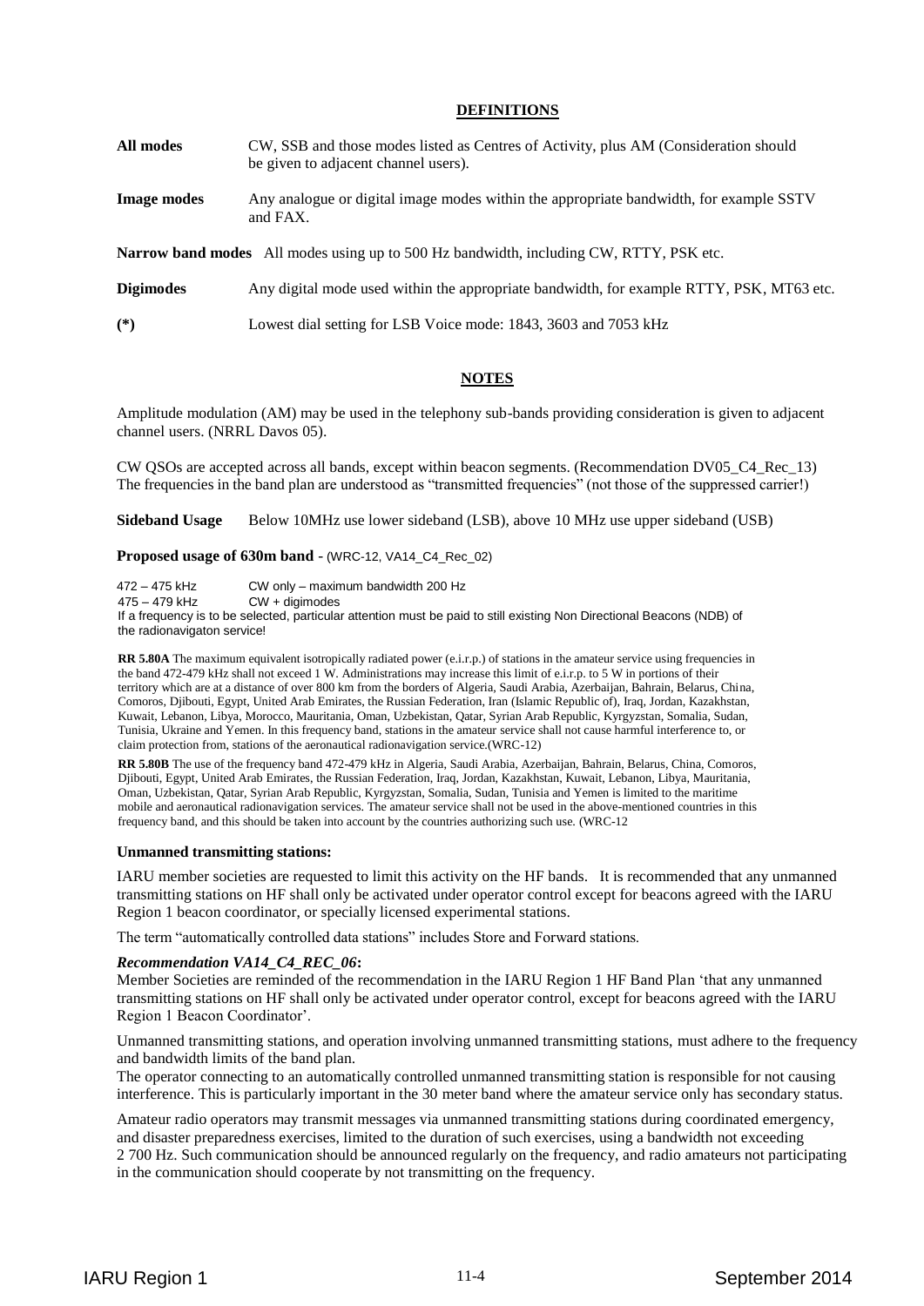## DEFINITIONS

**All modes** CW, SSB and those modes listed as Centres of Activity, plus AM (Consideration should be given to adjacent channel users).

**Image modes** Any analogue or digital image modes within the appropriate bandwidth, for example SSTV and FAX.

**Narrow band modes** All modes using up to 500 Hz bandwidth, including CW, RTTY, PSK etc.

**Digimodes** Any digital mode used within the appropriate bandwidth, for example RTTY, PSK, MT63 etc.

**(*)** Lowest dial setting for LSB Voice mode: 1843, 3603 and 7053 kHz

## NOTES

Amplitude modulation (AM) may be used in the telephony sub-bands providing consideration is given to adjacent channel users. (NRRL Davos 05).

CW QSOs are accepted across all bands, except within beacon segments. (Recommendation DV05_C4_Rec_13)
The frequencies in the band plan are understood as "transmitted frequencies" (not those of the suppressed carrier!)

**Sideband Usage** Below 10MHz use lower sideband (LSB), above 10 MHz use upper sideband (USB)

**Proposed usage of 630m band** - (WRC-12, VA14_C4_Rec_02)

472 – 475 kHz CW only – maximum bandwidth 200 Hz
475 – 479 kHz CW + digimodes
If a frequency is to be selected, particular attention must be paid to still existing Non Directional Beacons (NDB) of the radionavigaton service!

**RR 5.80A** The maximum equivalent isotropically radiated power (e.i.r.p.) of stations in the amateur service using frequencies in the band 472-479 kHz shall not exceed 1 W. Administrations may increase this limit of e.i.r.p. to 5 W in portions of their territory which are at a distance of over 800 km from the borders of Algeria, Saudi Arabia, Azerbaijan, Bahrain, Belarus, China, Comoros, Djibouti, Egypt, United Arab Emirates, the Russian Federation, Iran (Islamic Republic of), Iraq, Jordan, Kazakhstan, Kuwait, Lebanon, Libya, Morocco, Mauritania, Oman, Uzbekistan, Qatar, Syrian Arab Republic, Kyrgyzstan, Somalia, Sudan, Tunisia, Ukraine and Yemen. In this frequency band, stations in the amateur service shall not cause harmful interference to, or claim protection from, stations of the aeronautical radionavigation service.(WRC-12)

**RR 5.80B** The use of the frequency band 472-479 kHz in Algeria, Saudi Arabia, Azerbaijan, Bahrain, Belarus, China, Comoros, Djibouti, Egypt, United Arab Emirates, the Russian Federation, Iraq, Jordan, Kazakhstan, Kuwait, Lebanon, Libya, Mauritania, Oman, Uzbekistan, Qatar, Syrian Arab Republic, Kyrgyzstan, Somalia, Sudan, Tunisia and Yemen is limited to the maritime mobile and aeronautical radionavigation services. The amateur service shall not be used in the above-mentioned countries in this frequency band, and this should be taken into account by the countries authorizing such use. (WRC-12

**Unmanned transmitting stations:**

IARU member societies are requested to limit this activity on the HF bands. It is recommended that any unmanned transmitting stations on HF shall only be activated under operator control except for beacons agreed with the IARU Region 1 beacon coordinator, or specially licensed experimental stations.

The term "automatically controlled data stations" includes Store and Forward stations.

***Recommendation VA14_C4_REC_06*:**

Member Societies are reminded of the recommendation in the IARU Region 1 HF Band Plan 'that any unmanned transmitting stations on HF shall only be activated under operator control, except for beacons agreed with the IARU Region 1 Beacon Coordinator'.

Unmanned transmitting stations, and operation involving unmanned transmitting stations, must adhere to the frequency and bandwidth limits of the band plan.
The operator connecting to an automatically controlled unmanned transmitting station is responsible for not causing interference. This is particularly important in the 30 meter band where the amateur service only has secondary status.

Amateur radio operators may transmit messages via unmanned transmitting stations during coordinated emergency, and disaster preparedness exercises, limited to the duration of such exercises, using a bandwidth not exceeding 2 700 Hz. Such communication should be announced regularly on the frequency, and radio amateurs not participating in the communication should cooperate by not transmitting on the frequency.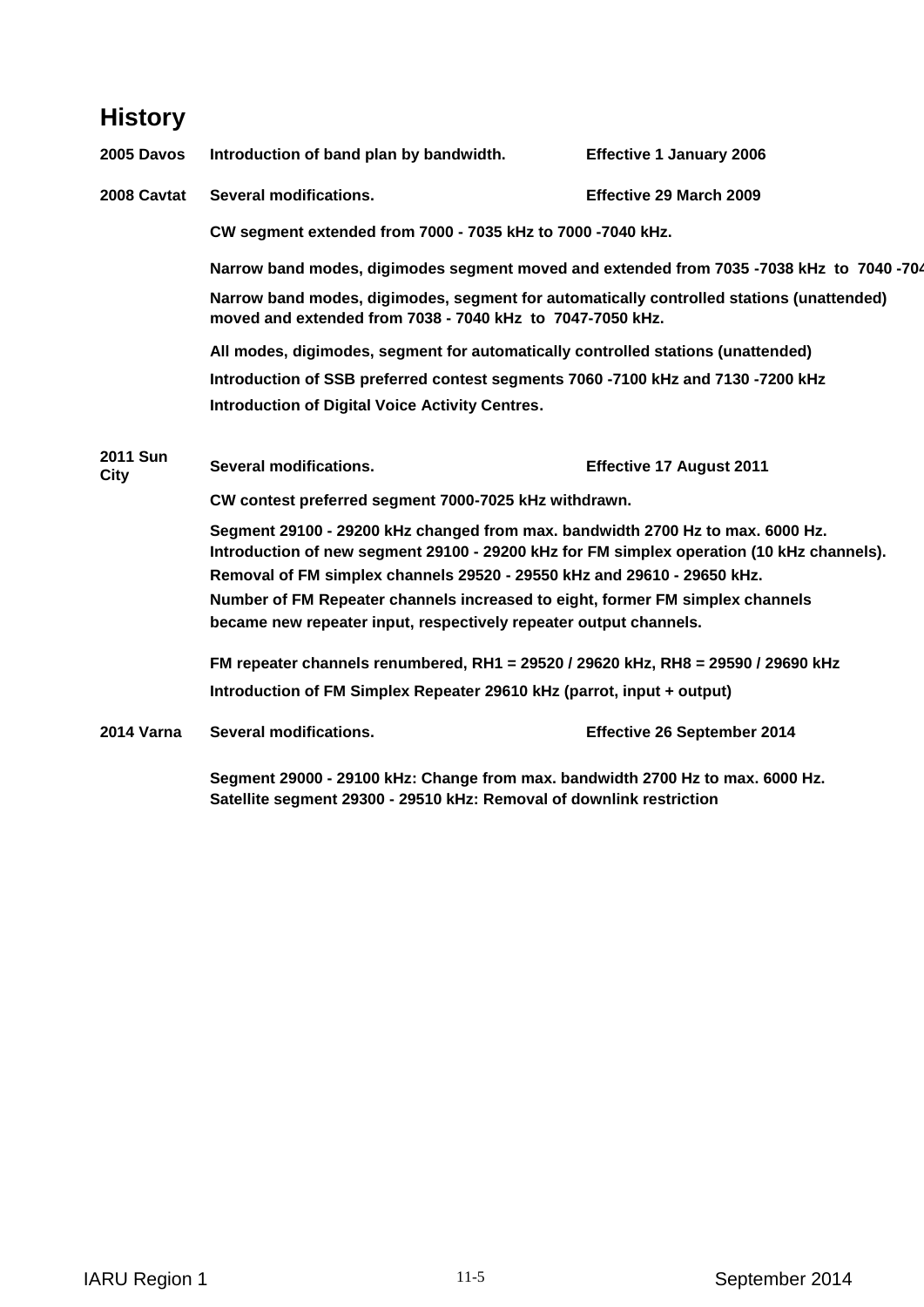# History

**2005 Davos** **Introduction of band plan by bandwidth.** **Effective 1 January 2006**

**2008 Cavtat** **Several modifications.** **Effective 29 March 2009**

**CW segment extended from 7000 - 7035 kHz to 7000 -7040 kHz.**

**Narrow band modes, digimodes segment moved and extended from 7035 -7038 kHz to 7040 -704**

**Narrow band modes, digimodes, segment for automatically controlled stations (unattended) moved and extended from 7038 - 7040 kHz to 7047-7050 kHz.**

**All modes, digimodes, segment for automatically controlled stations (unattended)**

**Introduction of SSB preferred contest segments 7060 -7100 kHz and 7130 -7200 kHz**

**Introduction of Digital Voice Activity Centres.**

**2011 Sun City** **Several modifications.** **Effective 17 August 2011**

**CW contest preferred segment 7000-7025 kHz withdrawn.**

**Segment 29100 - 29200 kHz changed from max. bandwidth 2700 Hz to max. 6000 Hz.**
**Introduction of new segment 29100 - 29200 kHz for FM simplex operation (10 kHz channels).**

**Removal of FM simplex channels 29520 - 29550 kHz and 29610 - 29650 kHz.**

**Number of FM Repeater channels increased to eight, former FM simplex channels became new repeater input, respectively repeater output channels.**

**FM repeater channels renumbered, RH1 = 29520 / 29620 kHz, RH8 = 29590 / 29690 kHz**

**Introduction of FM Simplex Repeater 29610 kHz (parrot, input + output)**

**2014 Varna** **Several modifications.** **Effective 26 September 2014**

**Segment 29000 - 29100 kHz: Change from max. bandwidth 2700 Hz to max. 6000 Hz.**
**Satellite segment 29300 - 29510 kHz: Removal of downlink restriction**